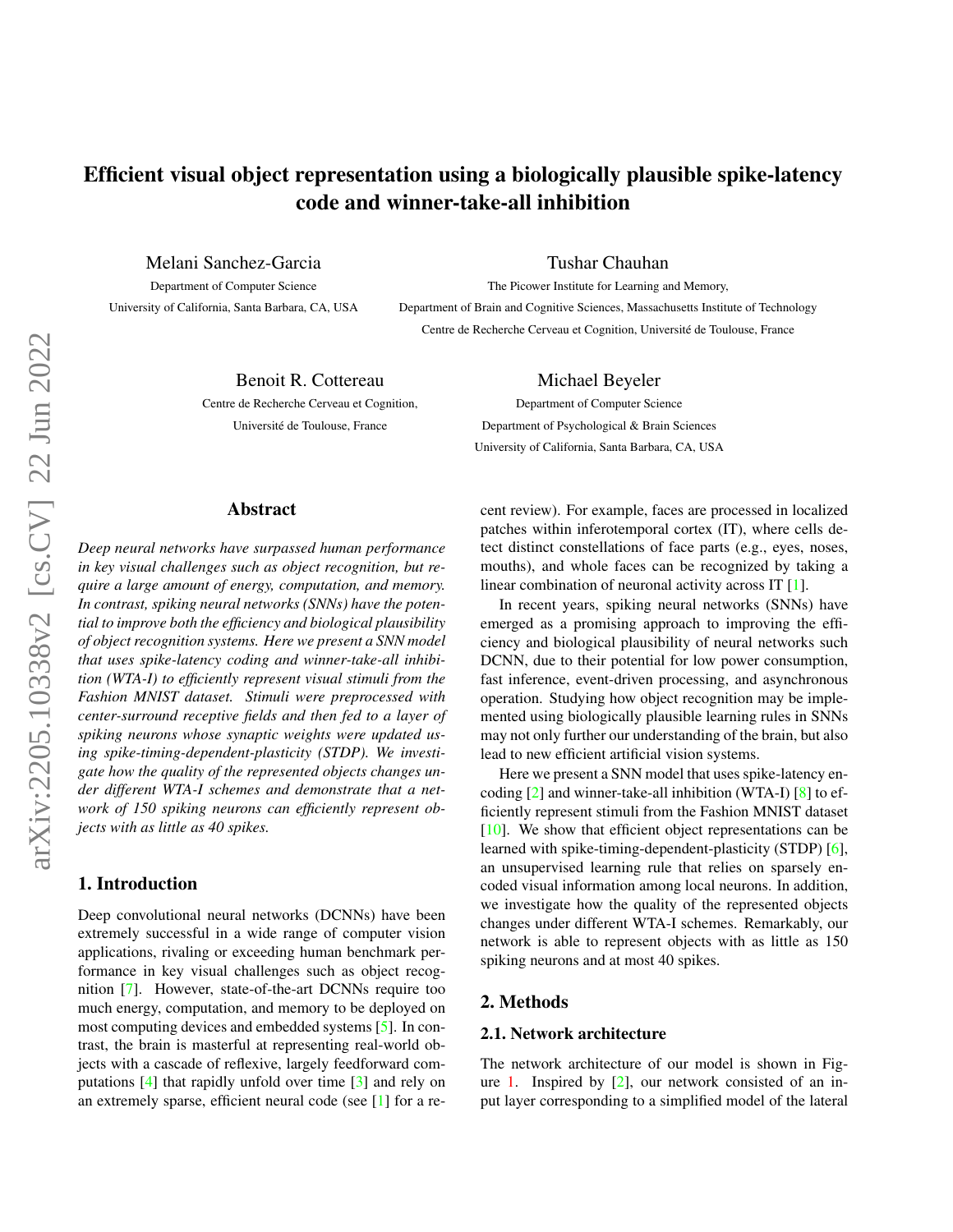# Efficient visual object representation using a biologically plausible spike-latency code and winner-take-all inhibition

Melani Sanchez-Garcia
Department of Computer Science
University of California, Santa Barbara, CA, USA

Tushar Chauhan
The Picower Institute for Learning and Memory,
Department of Brain and Cognitive Sciences, Massachusetts Institute of Technology
Centre de Recherche Cerveau et Cognition, Université de Toulouse, France

Benoit R. Cottereau
Centre de Recherche Cerveau et Cognition,
Université de Toulouse, France

Michael Beyeler
Department of Computer Science
Department of Psychological & Brain Sciences
University of California, Santa Barbara, CA, USA

## Abstract

*Deep neural networks have surpassed human performance in key visual challenges such as object recognition, but require a large amount of energy, computation, and memory. In contrast, spiking neural networks (SNNs) have the potential to improve both the efficiency and biological plausibility of object recognition systems. Here we present a SNN model that uses spike-latency coding and winner-take-all inhibition (WTA-I) to efficiently represent visual stimuli from the Fashion MNIST dataset. Stimuli were preprocessed with center-surround receptive fields and then fed to a layer of spiking neurons whose synaptic weights were updated using spike-timing-dependent-plasticity (STDP). We investigate how the quality of the represented objects changes under different WTA-I schemes and demonstrate that a network of 150 spiking neurons can efficiently represent objects with as little as 40 spikes.*

## 1. Introduction

Deep convolutional neural networks (DCNNs) have been extremely successful in a wide range of computer vision applications, rivaling or exceeding human benchmark performance in key visual challenges such as object recognition [7]. However, state-of-the-art DCNNs require too much energy, computation, and memory to be deployed on most computing devices and embedded systems [5]. In contrast, the brain is masterful at representing real-world objects with a cascade of reflexive, largely feedforward computations [4] that rapidly unfold over time [3] and rely on an extremely sparse, efficient neural code (see [1] for a recent review). For example, faces are processed in localized patches within inferotemporal cortex (IT), where cells detect distinct constellations of face parts (e.g., eyes, noses, mouths), and whole faces can be recognized by taking a linear combination of neuronal activity across IT [1].

In recent years, spiking neural networks (SNNs) have emerged as a promising approach to improving the efficiency and biological plausibility of neural networks such DCNN, due to their potential for low power consumption, fast inference, event-driven processing, and asynchronous operation. Studying how object recognition may be implemented using biologically plausible learning rules in SNNs may not only further our understanding of the brain, but also lead to new efficient artificial vision systems.

Here we present a SNN model that uses spike-latency encoding [2] and winner-take-all inhibition (WTA-I) [8] to efficiently represent stimuli from the Fashion MNIST dataset [10]. We show that efficient object representations can be learned with spike-timing-dependent-plasticity (STDP) [6], an unsupervised learning rule that relies on sparsely encoded visual information among local neurons. In addition, we investigate how the quality of the represented objects changes under different WTA-I schemes. Remarkably, our network is able to represent objects with as little as 150 spiking neurons and at most 40 spikes.

## 2. Methods

### 2.1. Network architecture

The network architecture of our model is shown in Figure 1. Inspired by [2], our network consisted of an input layer corresponding to a simplified model of the lateral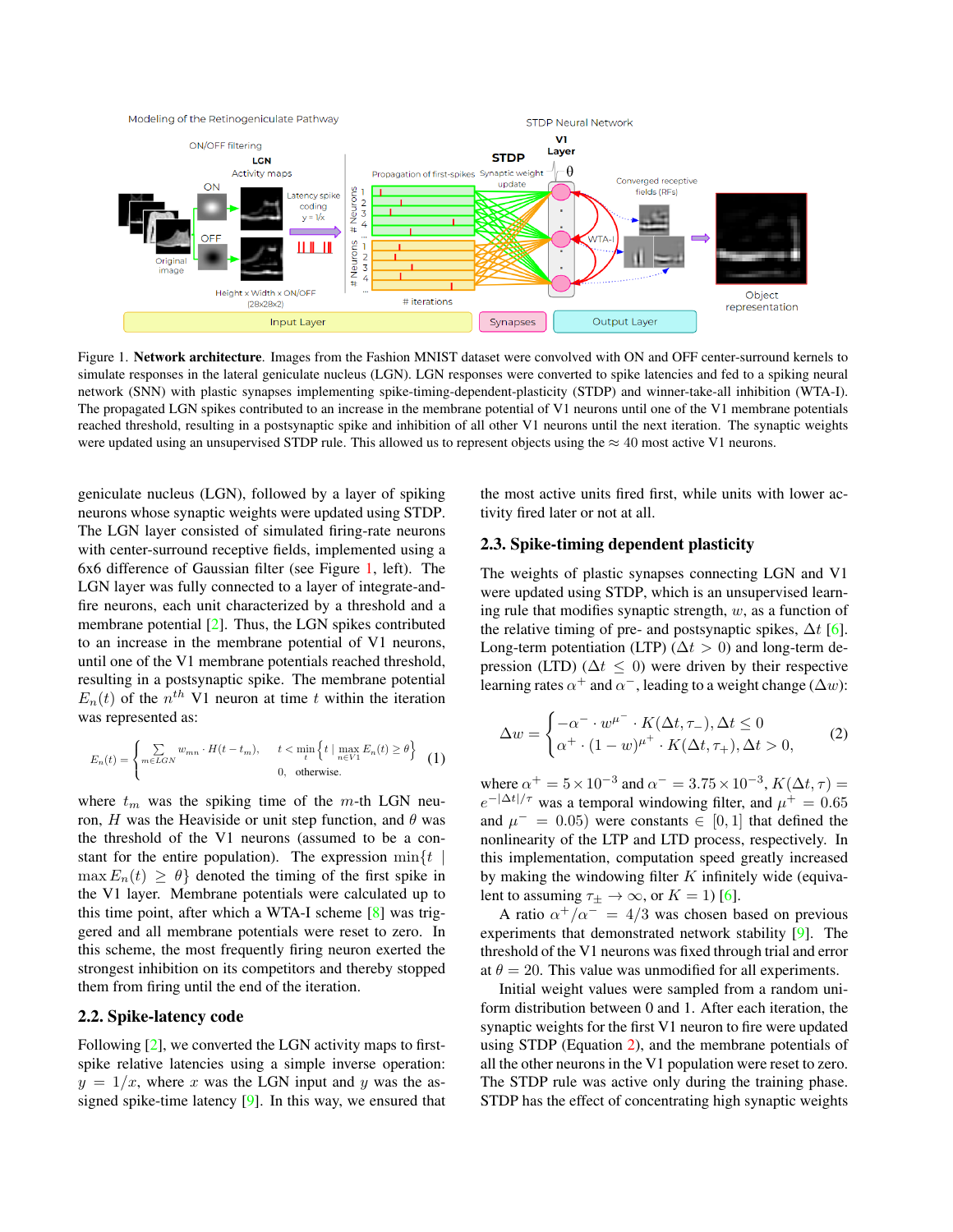Figure 1. **Network architecture**. Images from the Fashion MNIST dataset were convolved with ON and OFF center-surround kernels to simulate responses in the lateral geniculate nucleus (LGN). LGN responses were converted to spike latencies and fed to a spiking neural network (SNN) with plastic synapses implementing spike-timing-dependent-plasticity (STDP) and winner-take-all inhibition (WTA-I). The propagated LGN spikes contributed to an increase in the membrane potential of V1 neurons until one of the V1 membrane potentials reached threshold, resulting in a postsynaptic spike and inhibition of all other V1 neurons until the next iteration. The synaptic weights were updated using an unsupervised STDP rule. This allowed us to represent objects using the ≈ 40 most active V1 neurons.

geniculate nucleus (LGN), followed by a layer of spiking neurons whose synaptic weights were updated using STDP. The LGN layer consisted of simulated firing-rate neurons with center-surround receptive fields, implemented using a 6x6 difference of Gaussian filter (see Figure 1, left). The LGN layer was fully connected to a layer of integrate-and-fire neurons, each unit characterized by a threshold and a membrane potential [2]. Thus, the LGN spikes contributed to an increase in the membrane potential of V1 neurons, until one of the V1 membrane potentials reached threshold, resulting in a postsynaptic spike. The membrane potential $E_n(t)$ of the $n^{th}$ V1 neuron at time $t$ within the iteration was represented as:

$$E_n(t) = \begin{cases} \sum_{m \in LGN} w_{mn} \cdot H(t - t_m), & t < \min_t \left\{ t \mid \max_{n \in V1} E_n(t) \geq \theta \right\} \\ 0, & \text{otherwise.} \end{cases} \quad (1)$$

where $t_m$ was the spiking time of the $m$-th LGN neuron, $H$ was the Heaviside or unit step function, and $\theta$ was the threshold of the V1 neurons (assumed to be a constant for the entire population). The expression $\min\{t \mid \max E_n(t) \geq \theta\}$ denoted the timing of the first spike in the V1 layer. Membrane potentials were calculated up to this time point, after which a WTA-I scheme [8] was triggered and all membrane potentials were reset to zero. In this scheme, the most frequently firing neuron exerted the strongest inhibition on its competitors and thereby stopped them from firing until the end of the iteration.

## 2.2. Spike-latency code

Following [2], we converted the LGN activity maps to first-spike relative latencies using a simple inverse operation: $y = 1/x$, where $x$ was the LGN input and $y$ was the assigned spike-time latency [9]. In this way, we ensured that the most active units fired first, while units with lower activity fired later or not at all.

## 2.3. Spike-timing dependent plasticity

The weights of plastic synapses connecting LGN and V1 were updated using STDP, which is an unsupervised learning rule that modifies synaptic strength, $w$, as a function of the relative timing of pre- and postsynaptic spikes, $\Delta t$ [6]. Long-term potentiation (LTP) ($\Delta t > 0$) and long-term depression (LTD) ($\Delta t \leq 0$) were driven by their respective learning rates $\alpha^+$ and $\alpha^-$, leading to a weight change ($\Delta w$):

$$\Delta w = \begin{cases} -\alpha^- \cdot w^{\mu^-} \cdot K(\Delta t, \tau_-), \Delta t \leq 0 \\ \alpha^+ \cdot (1 - w)^{\mu^+} \cdot K(\Delta t, \tau_+), \Delta t > 0, \end{cases} \quad (2)$$

where $\alpha^+ = 5 \times 10^{-3}$ and $\alpha^- = 3.75 \times 10^{-3}$, $K(\Delta t, \tau) = e^{-|\Delta t|/\tau}$ was a temporal windowing filter, and $\mu^+ = 0.65$ and $\mu^- = 0.05$) were constants $\in [0, 1]$ that defined the nonlinearity of the LTP and LTD process, respectively. In this implementation, computation speed greatly increased by making the windowing filter $K$ infinitely wide (equivalent to assuming $\tau_\pm \to \infty$, or $K = 1$) [6].

A ratio $\alpha^+/\alpha^- = 4/3$ was chosen based on previous experiments that demonstrated network stability [9]. The threshold of the V1 neurons was fixed through trial and error at $\theta = 20$. This value was unmodified for all experiments.

Initial weight values were sampled from a random uniform distribution between 0 and 1. After each iteration, the synaptic weights for the first V1 neuron to fire were updated using STDP (Equation 2), and the membrane potentials of all the other neurons in the V1 population were reset to zero. The STDP rule was active only during the training phase. STDP has the effect of concentrating high synaptic weights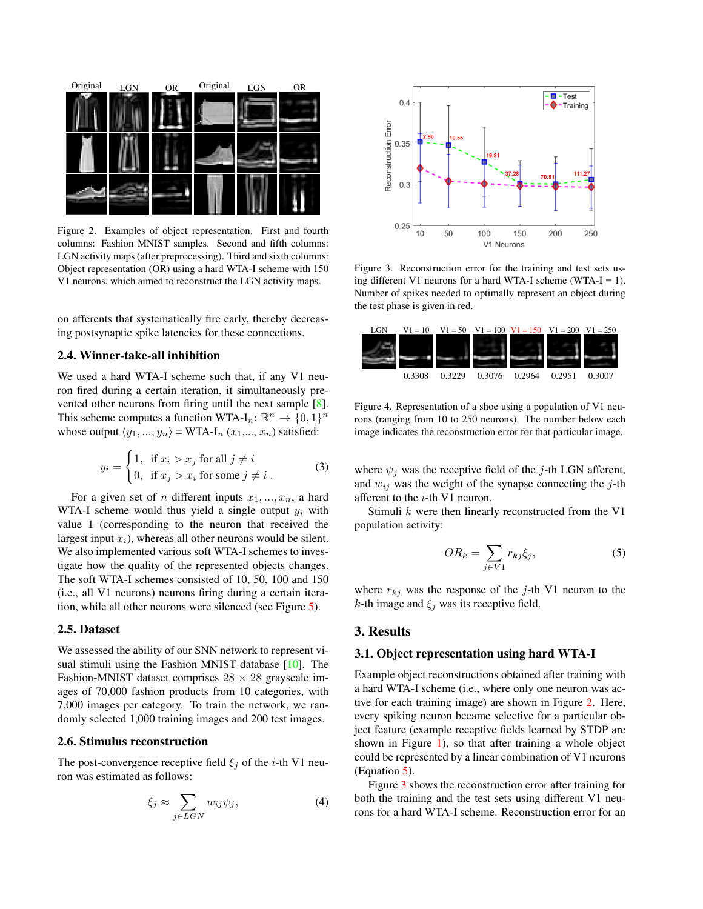Figure 2. Examples of object representation. First and fourth columns: Fashion MNIST samples. Second and fifth columns: LGN activity maps (after preprocessing). Third and sixth columns: Object representation (OR) using a hard WTA-I scheme with 150 V1 neurons, which aimed to reconstruct the LGN activity maps.

on afferents that systematically fire early, thereby decreasing postsynaptic spike latencies for these connections.

### 2.4. Winner-take-all inhibition

We used a hard WTA-I scheme such that, if any V1 neuron fired during a certain iteration, it simultaneously prevented other neurons from firing until the next sample [8]. This scheme computes a function WTA-I$_n$: $\mathbb{R}^n \rightarrow \{0,1\}^n$ whose output $\langle y_1, ..., y_n \rangle$ = WTA-I$_n$ $(x_1,..., x_n)$ satisfied:

$$y_i = \begin{cases} 1, & \text{if } x_i > x_j \text{ for all } j \neq i \\ 0, & \text{if } x_j > x_i \text{ for some } j \neq i \,. \end{cases} \tag{3}$$

For a given set of $n$ different inputs $x_1, ..., x_n$, a hard WTA-I scheme would thus yield a single output $y_i$ with value 1 (corresponding to the neuron that received the largest input $x_i$), whereas all other neurons would be silent. We also implemented various soft WTA-I schemes to investigate how the quality of the represented objects changes. The soft WTA-I schemes consisted of 10, 50, 100 and 150 (i.e., all V1 neurons) neurons firing during a certain iteration, while all other neurons were silenced (see Figure 5).

### 2.5. Dataset

We assessed the ability of our SNN network to represent visual stimuli using the Fashion MNIST database [10]. The Fashion-MNIST dataset comprises 28 × 28 grayscale images of 70,000 fashion products from 10 categories, with 7,000 images per category. To train the network, we randomly selected 1,000 training images and 200 test images.

### 2.6. Stimulus reconstruction

The post-convergence receptive field $\xi_j$ of the $i$-th V1 neuron was estimated as follows:

$$\xi_j \approx \sum_{j \in LGN} w_{ij} \psi_j, \tag{4}$$

Figure 3. Reconstruction error for the training and test sets using different V1 neurons for a hard WTA-I scheme (WTA-I = 1). Number of spikes needed to optimally represent an object during the test phase is given in red.

Figure 4. Representation of a shoe using a population of V1 neurons (ranging from 10 to 250 neurons). The number below each image indicates the reconstruction error for that particular image.

where $\psi_j$ was the receptive field of the $j$-th LGN afferent, and $w_{ij}$ was the weight of the synapse connecting the $j$-th afferent to the $i$-th V1 neuron.

Stimuli $k$ were then linearly reconstructed from the V1 population activity:

$$OR_k = \sum_{j \in V1} r_{kj} \xi_j, \tag{5}$$

where $r_{kj}$ was the response of the $j$-th V1 neuron to the $k$-th image and $\xi_j$ was its receptive field.

## 3. Results

### 3.1. Object representation using hard WTA-I

Example object reconstructions obtained after training with a hard WTA-I scheme (i.e., where only one neuron was active for each training image) are shown in Figure 2. Here, every spiking neuron became selective for a particular object feature (example receptive fields learned by STDP are shown in Figure 1), so that after training a whole object could be represented by a linear combination of V1 neurons (Equation 5).

Figure 3 shows the reconstruction error after training for both the training and the test sets using different V1 neurons for a hard WTA-I scheme. Reconstruction error for an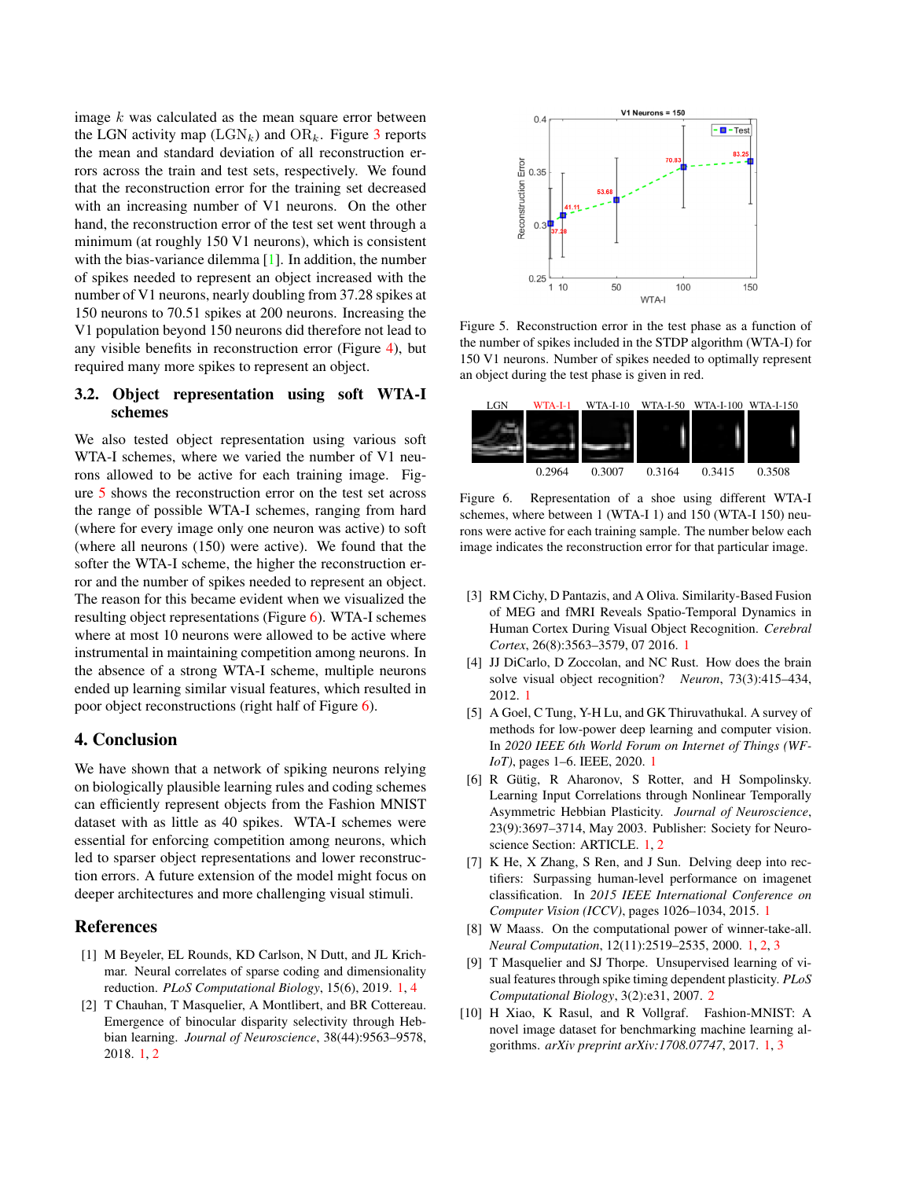image $k$ was calculated as the mean square error between the LGN activity map ($\text{LGN}_k$) and $\text{OR}_k$. Figure 3 reports the mean and standard deviation of all reconstruction errors across the train and test sets, respectively. We found that the reconstruction error for the training set decreased with an increasing number of V1 neurons. On the other hand, the reconstruction error of the test set went through a minimum (at roughly 150 V1 neurons), which is consistent with the bias-variance dilemma [1]. In addition, the number of spikes needed to represent an object increased with the number of V1 neurons, nearly doubling from 37.28 spikes at 150 neurons to 70.51 spikes at 200 neurons. Increasing the V1 population beyond 150 neurons did therefore not lead to any visible benefits in reconstruction error (Figure 4), but required many more spikes to represent an object.

### 3.2. Object representation using soft WTA-I schemes

We also tested object representation using various soft WTA-I schemes, where we varied the number of V1 neurons allowed to be active for each training image. Figure 5 shows the reconstruction error on the test set across the range of possible WTA-I schemes, ranging from hard (where for every image only one neuron was active) to soft (where all neurons (150) were active). We found that the softer the WTA-I scheme, the higher the reconstruction error and the number of spikes needed to represent an object. The reason for this became evident when we visualized the resulting object representations (Figure 6). WTA-I schemes where at most 10 neurons were allowed to be active where instrumental in maintaining competition among neurons. In the absence of a strong WTA-I scheme, multiple neurons ended up learning similar visual features, which resulted in poor object reconstructions (right half of Figure 6).

## 4. Conclusion

We have shown that a network of spiking neurons relying on biologically plausible learning rules and coding schemes can efficiently represent objects from the Fashion MNIST dataset with as little as 40 spikes. WTA-I schemes were essential for enforcing competition among neurons, which led to sparser object representations and lower reconstruction errors. A future extension of the model might focus on deeper architectures and more challenging visual stimuli.

V1 Neurons = 150
Test
Reconstruction Error
WTA-I
0.4
0.35
0.3
0.25
1 10 50 100 150
37.28
41.11
53.68
70.83
83.25

Figure 5. Reconstruction error in the test phase as a function of the number of spikes included in the STDP algorithm (WTA-I) for 150 V1 neurons. Number of spikes needed to optimally represent an object during the test phase is given in red.

LGN WTA-I-1 WTA-I-10 WTA-I-50 WTA-I-100 WTA-I-150
0.2964 0.3007 0.3164 0.3415 0.3508

Figure 6. Representation of a shoe using different WTA-I schemes, where between 1 (WTA-I 1) and 150 (WTA-I 150) neurons were active for each training sample. The number below each image indicates the reconstruction error for that particular image.

## References

[1] M Beyeler, EL Rounds, KD Carlson, N Dutt, and JL Krichmar. Neural correlates of sparse coding and dimensionality reduction. *PLoS Computational Biology*, 15(6), 2019. 1, 4

[2] T Chauhan, T Masquelier, A Montlibert, and BR Cottereau. Emergence of binocular disparity selectivity through Hebbian learning. *Journal of Neuroscience*, 38(44):9563–9578, 2018. 1, 2

[3] RM Cichy, D Pantazis, and A Oliva. Similarity-Based Fusion of MEG and fMRI Reveals Spatio-Temporal Dynamics in Human Cortex During Visual Object Recognition. *Cerebral Cortex*, 26(8):3563–3579, 07 2016. 1

[4] JJ DiCarlo, D Zoccolan, and NC Rust. How does the brain solve visual object recognition? *Neuron*, 73(3):415–434, 2012. 1

[5] A Goel, C Tung, Y-H Lu, and GK Thiruvathukal. A survey of methods for low-power deep learning and computer vision. In *2020 IEEE 6th World Forum on Internet of Things (WF-IoT)*, pages 1–6. IEEE, 2020. 1

[6] R Gütig, R Aharonov, S Rotter, and H Sompolinsky. Learning Input Correlations through Nonlinear Temporally Asymmetric Hebbian Plasticity. *Journal of Neuroscience*, 23(9):3697–3714, May 2003. Publisher: Society for Neuroscience Section: ARTICLE. 1, 2

[7] K He, X Zhang, S Ren, and J Sun. Delving deep into rectifiers: Surpassing human-level performance on imagenet classification. In *2015 IEEE International Conference on Computer Vision (ICCV)*, pages 1026–1034, 2015. 1

[8] W Maass. On the computational power of winner-take-all. *Neural Computation*, 12(11):2519–2535, 2000. 1, 2, 3

[9] T Masquelier and SJ Thorpe. Unsupervised learning of visual features through spike timing dependent plasticity. *PLoS Computational Biology*, 3(2):e31, 2007. 2

[10] H Xiao, K Rasul, and R Vollgraf. Fashion-MNIST: A novel image dataset for benchmarking machine learning algorithms. *arXiv preprint arXiv:1708.07747*, 2017. 1, 3